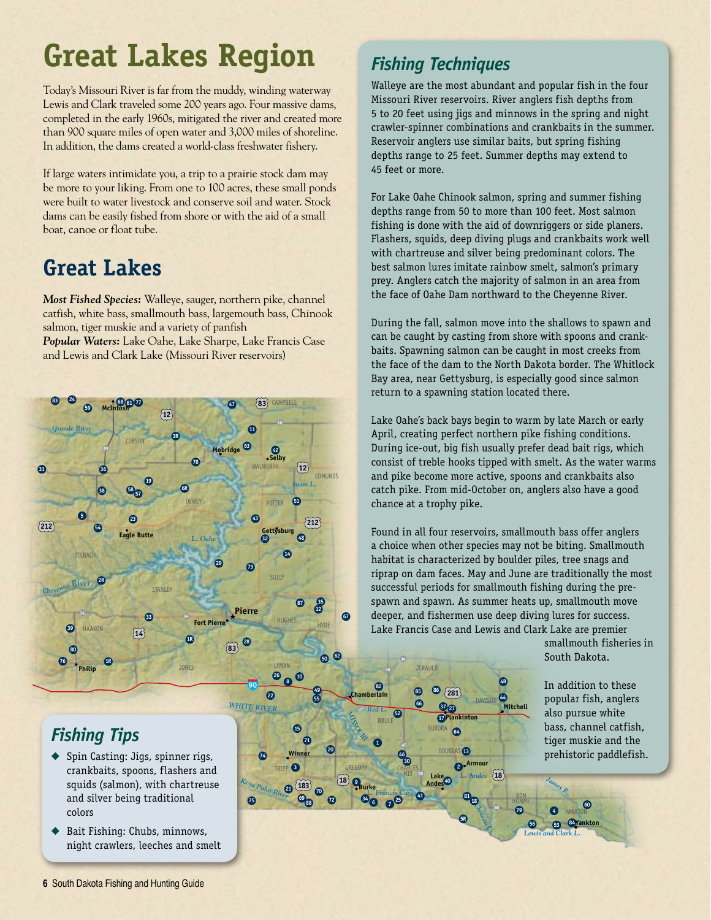# Great Lakes Region

Today's Missouri River is far from the muddy, winding waterway Lewis and Clark traveled some 200 years ago. Four massive dams, completed in the early 1960s, mitigated the river and created more than 900 square miles of open water and 3,000 miles of shoreline. In addition, the dams created a world-class freshwater fishery.

If large waters intimidate you, a trip to a prairie stock dam may be more to your liking. From one to 100 acres, these small ponds were built to water livestock and conserve soil and water. Stock dams can be easily fished from shore or with the aid of a small boat, canoe or float tube.

## Great Lakes

***Most Fished Species:*** Walleye, sauger, northern pike, channel catfish, white bass, smallmouth bass, largemouth bass, Chinook salmon, tiger muskie and a variety of panfish
***Popular Waters:*** Lake Oahe, Lake Sharpe, Lake Francis Case and Lewis and Clark Lake (Missouri River reservoirs)

## Fishing Techniques

Walleye are the most abundant and popular fish in the four Missouri River reservoirs. River anglers fish depths from 5 to 20 feet using jigs and minnows in the spring and night crawler-spinner combinations and crankbaits in the summer. Reservoir anglers use similar baits, but spring fishing depths range to 25 feet. Summer depths may extend to 45 feet or more.

For Lake Oahe Chinook salmon, spring and summer fishing depths range from 50 to more than 100 feet. Most salmon fishing is done with the aid of downriggers or side planers. Flashers, squids, deep diving plugs and crankbaits work well with chartreuse and silver being predominant colors. The best salmon lures imitate rainbow smelt, salmon's primary prey. Anglers catch the majority of salmon in an area from the face of Oahe Dam northward to the Cheyenne River.

During the fall, salmon move into the shallows to spawn and can be caught by casting from shore with spoons and crankbaits. Spawning salmon can be caught in most creeks from the face of the dam to the North Dakota border. The Whitlock Bay area, near Gettysburg, is especially good since salmon return to a spawning station located there.

Lake Oahe's back bays begin to warm by late March or early April, creating perfect northern pike fishing conditions. During ice-out, big fish usually prefer dead bait rigs, which consist of treble hooks tipped with smelt. As the water warms and pike become more active, spoons and crankbaits also catch pike. From mid-October on, anglers also have a good chance at a trophy pike.

Found in all four reservoirs, smallmouth bass offer anglers a choice when other species may not be biting. Smallmouth habitat is characterized by boulder piles, tree snags and riprap on dam faces. May and June are traditionally the most successful periods for smallmouth fishing during the pre-spawn and spawn. As summer heats up, smallmouth move deeper, and fishermen use deep diving lures for success. Lake Francis Case and Lewis and Clark Lake are premier smallmouth fisheries in South Dakota.

In addition to these popular fish, anglers also pursue white bass, channel catfish, tiger muskie and the prehistoric paddlefish.

## Fishing Tips

- Spin Casting: Jigs, spinner rigs, crankbaits, spoons, flashers and squids (salmon), with chartreuse and silver being traditional colors
- Bait Fishing: Chubs, minnows, night crawlers, leeches and smelt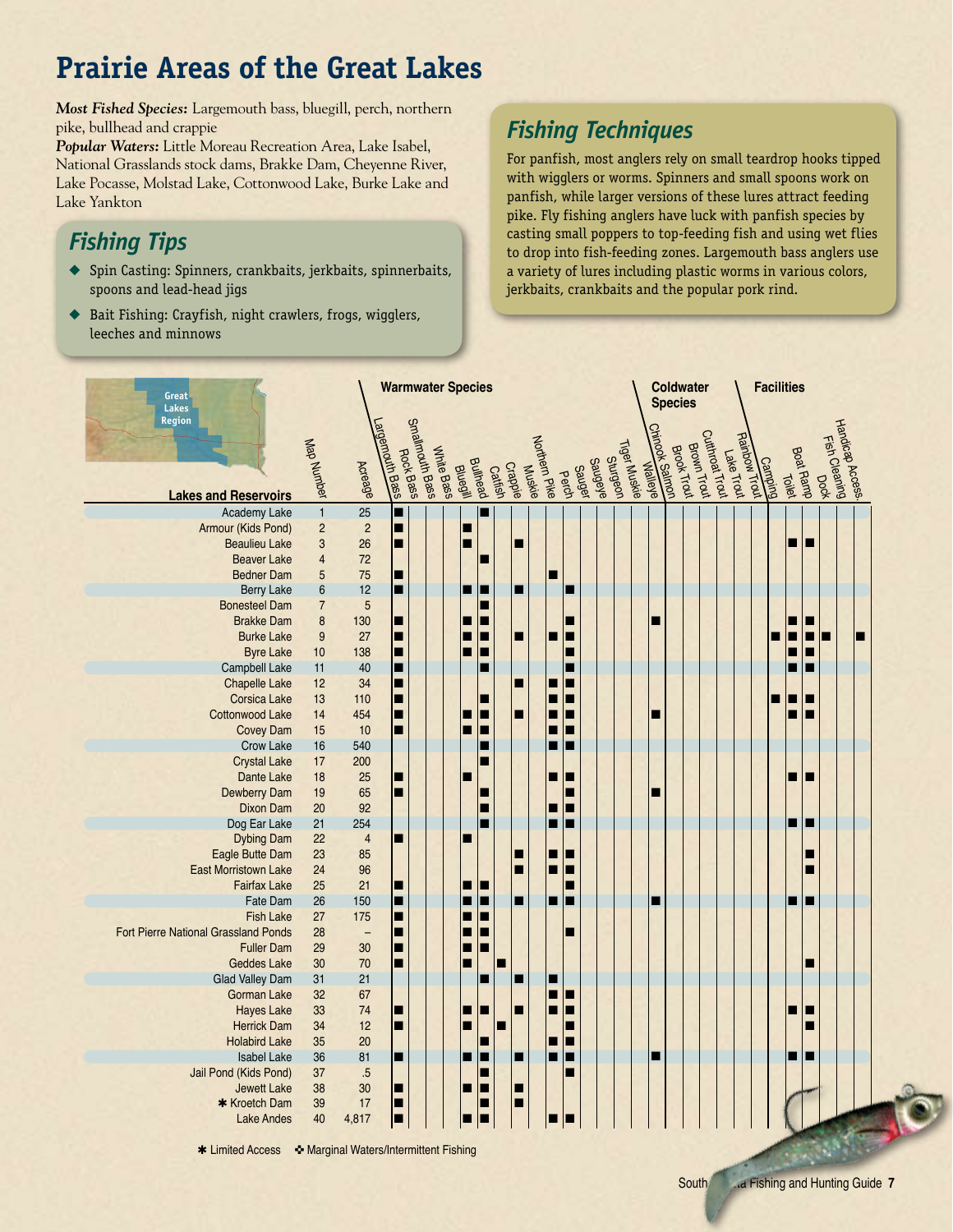# Prairie Areas of the Great Lakes

***Most Fished Species:*** Largemouth bass, bluegill, perch, northern pike, bullhead and crappie

***Popular Waters:*** Little Moreau Recreation Area, Lake Isabel, National Grasslands stock dams, Brakke Dam, Cheyenne River, Lake Pocasse, Molstad Lake, Cottonwood Lake, Burke Lake and Lake Yankton

## Fishing Tips

- Spin Casting: Spinners, crankbaits, jerkbaits, spinnerbaits, spoons and lead-head jigs
- Bait Fishing: Crayfish, night crawlers, frogs, wigglers, leeches and minnows

## Fishing Techniques

For panfish, most anglers rely on small teardrop hooks tipped with wigglers or worms. Spinners and small spoons work on panfish, while larger versions of these lures attract feeding pike. Fly fishing anglers have luck with panfish species by casting small poppers to top-feeding fish and using wet flies to drop into fish-feeding zones. Largemouth bass anglers use a variety of lures including plastic worms in various colors, jerkbaits, crankbaits and the popular pork rind.

| Lakes and Reservoirs | Map Number | Acreage | Warmwater Species | | | | | | | | | | | | | | | | Coldwater Species | | | | | | Facilities | | | | | |
|---|---|---|---|---|---|---|---|---|---|---|---|---|---|---|---|---|---|---|---|---|---|---|---|---|---|---|---|---|---|---|
| | | | Largemouth Bass | Rock Bass | Smallmouth Bass | White Bass | Bluegill | Bullhead | Catfish | Crappie | Muskie | Northern Pike | Perch | Sauger | Saugeye | Sturgeon | Tiger Muskie | Walleye | Chinook Salmon | Brook Trout | Brown Trout | Cutthroat Trout | Lake Trout | Rainbow Trout | Camping | Toilet | Boat Ramp | Dock | Fish Cleaning | Handicap Access |
| Academy Lake | 1 | 25 | ■ | | | | | ■ | | | | | | | | | | | | | | | | | | | | | | |
| Armour (Kids Pond) | 2 | 2 | ■ | | | | ■ | | | | | | | | | | | | | | | | | | | | | | | |
| Beaulieu Lake | 3 | 26 | ■ | | | | ■ | | | ■ | | | | | | | | | | | | | | | | ■ | ■ | | | |
| Beaver Lake | 4 | 72 | | | | | | ■ | | | | | | | | | | | | | | | | | | | | | | |
| Bedner Dam | 5 | 75 | ■ | | | | | | | | | ■ | | | | | | | | | | | | | | | | | | |
| Berry Lake | 6 | 12 | ■ | | | | ■ | ■ | | ■ | | | ■ | | | | | | | | | | | | | | | | | |
| Bonesteel Dam | 7 | 5 | | | | | | ■ | | | | | | | | | | | | | | | | | | | | | | |
| Brakke Dam | 8 | 130 | ■ | | | | ■ | ■ | | | | | ■ | | | | | ■ | | | | | | | | ■ | ■ | | | |
| Burke Lake | 9 | 27 | ■ | | | | ■ | ■ | | ■ | | ■ | ■ | | | | | | | | | | | | ■ | ■ | ■ | ■ | | ■ |
| Byre Lake | 10 | 138 | ■ | | | | ■ | ■ | | | | | ■ | | | | | | | | | | | | | ■ | ■ | | | |
| Campbell Lake | 11 | 40 | ■ | | | | | ■ | | | | | ■ | | | | | | | | | | | | | ■ | ■ | | | |
| Chapelle Lake | 12 | 34 | ■ | | | | | | | ■ | | ■ | ■ | | | | | | | | | | | | | | | | | |
| Corsica Lake | 13 | 110 | ■ | | | | | ■ | | | | ■ | ■ | | | | | | | | | | | | ■ | ■ | ■ | | | |
| Cottonwood Lake | 14 | 454 | ■ | | | | ■ | ■ | | ■ | | ■ | ■ | | | | | ■ | | | | | | | | ■ | ■ | | | |
| Covey Dam | 15 | 10 | ■ | | | | ■ | ■ | | | | ■ | ■ | | | | | | | | | | | | | | | | | |
| Crow Lake | 16 | 540 | | | | | | ■ | | | | ■ | ■ | | | | | | | | | | | | | | | | | |
| Crystal Lake | 17 | 200 | | | | | | ■ | | | | | | | | | | | | | | | | | | | | | | |
| Dante Lake | 18 | 25 | ■ | | | | ■ | | | | | ■ | ■ | | | | | | | | | | | | | ■ | ■ | | | |
| Dewberry Dam | 19 | 65 | ■ | | | | | ■ | | | | | ■ | | | | | ■ | | | | | | | | | | | | |
| Dixon Dam | 20 | 92 | | | | | | ■ | | | | ■ | ■ | | | | | | | | | | | | | | | | | |
| Dog Ear Lake | 21 | 254 | | | | | | ■ | | | | ■ | ■ | | | | | | | | | | | | | ■ | ■ | | | |
| Dybing Dam | 22 | 4 | ■ | | | | ■ | | | | | | | | | | | | | | | | | | | | | | | |
| Eagle Butte Dam | 23 | 85 | | | | | | | | ■ | | ■ | ■ | | | | | | | | | | | | | | ■ | | | |
| East Morristown Lake | 24 | 96 | | | | | | | | ■ | | ■ | ■ | | | | | | | | | | | | | | ■ | | | |
| Fairfax Lake | 25 | 21 | ■ | | | | ■ | ■ | | | | | ■ | | | | | | | | | | | | | | | | | |
| Fate Dam | 26 | 150 | ■ | | | | ■ | ■ | | ■ | | ■ | ■ | | | | | ■ | | | | | | | | ■ | ■ | | | |
| Fish Lake | 27 | 175 | ■ | | | | ■ | ■ | | | | | | | | | | | | | | | | | | | | | | |
| Fort Pierre National Grassland Ponds | 28 | – | ■ | | | | ■ | ■ | | | | | ■ | | | | | | | | | | | | | | | | | |
| Fuller Dam | 29 | 30 | ■ | | | | ■ | ■ | | | | | | | | | | | | | | | | | | | | | | |
| Geddes Lake | 30 | 70 | ■ | | | | ■ | | ■ | | | | | | | | | | | | | | | | | | ■ | | | |
| Glad Valley Dam | 31 | 21 | | | | | | ■ | | ■ | | ■ | | | | | | | | | | | | | | | | | | |
| Gorman Lake | 32 | 67 | | | | | | | | | | ■ | ■ | | | | | | | | | | | | | | | | | |
| Hayes Lake | 33 | 74 | ■ | | | | ■ | ■ | | ■ | | ■ | ■ | | | | | | | | | | | | | ■ | ■ | | | |
| Herrick Dam | 34 | 12 | ■ | | | | ■ | | ■ | | | | ■ | | | | | | | | | | | | | | ■ | | | |
| Holabird Lake | 35 | 20 | | | | | | ■ | | | | ■ | ■ | | | | | | | | | | | | | | | | | |
| Isabel Lake | 36 | 81 | ■ | | | | ■ | ■ | | ■ | | ■ | ■ | | | | | ■ | | | | | | | | ■ | ■ | | | |
| Jail Pond (Kids Pond) | 37 | .5 | | | | | | ■ | | | | | ■ | | | | | | | | | | | | | | | | | |
| Jewett Lake | 38 | 30 | ■ | | | | ■ | ■ | | ■ | | | | | | | | | | | | | | | | | | | | |
| ✱ Kroetch Dam | 39 | 17 | ■ | | | | | ■ | | ■ | | | | | | | | | | | | | | | | | | | | |
| Lake Andes | 40 | 4,817 | ■ | | | | ■ | ■ | | | | ■ | ■ | | | | | | | | | | | | | | | | | |

✱ Limited Access ✣ Marginal Waters/Intermittent Fishing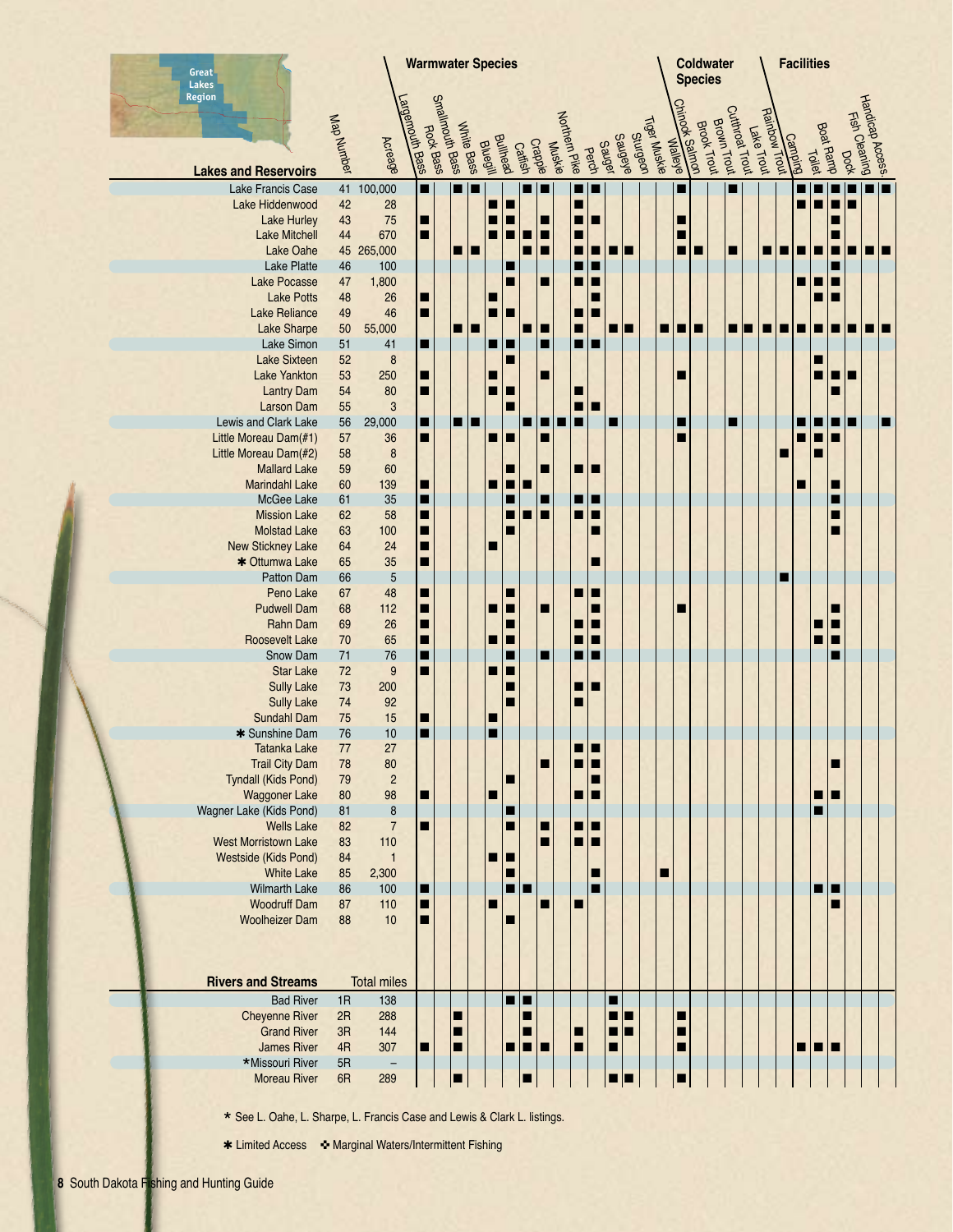## Great Lakes Region

| Lakes and Reservoirs | Map Number | Acreage | Largemouth Bass | Rock Bass | Smallmouth Bass | White Bass | Bluegill | Bullhead | Catfish | Crappie | Muskie | Northern Pike | Perch | Sauger | Saugeye | Sturgeon | Tiger Muskie | Walleye | Chinook Salmon | Brook Trout | Brown Trout | Cutthroat Trout | Lake Trout | Rainbow Trout | Camping | Toilet | Boat Ramp | Dock | Fish Cleaning | Handicap Access |
|---|---|---|---|---|---|---|---|---|---|---|---|---|---|---|---|---|---|---|---|---|---|---|---|---|---|---|---|---|---|---|
| | | | Warmwater Species | | | | | | | | | | | | | | | | Coldwater Species | | | | | | Facilities | | | | | |
| Lake Francis Case | 41 | 100,000 | ■ | | ■ | ■ | | | ■ | ■ | | ■ | ■ | | | | | ■ | | | ■ | | | | ■ | ■ | ■ | ■ | ■ | ■ |
| Lake Hiddenwood | 42 | 28 | | | | | ■ | ■ | | | | ■ | | | | | | | | | | | | | ■ | ■ | ■ | ■ | | |
| Lake Hurley | 43 | 75 | ■ | | | | ■ | ■ | | ■ | | ■ | ■ | | | | | ■ | | | | | | | | | ■ | | | |
| Lake Mitchell | 44 | 670 | ■ | | | | ■ | ■ | ■ | ■ | | ■ | | | | | | ■ | | | | | | | | | ■ | | | |
| Lake Oahe | 45 | 265,000 | | | ■ | ■ | | | ■ | ■ | | ■ | ■ | ■ | ■ | | | ■ | ■ | | ■ | | ■ | ■ | ■ | ■ | ■ | ■ | ■ | ■ |
| Lake Platte | 46 | 100 | | | | | | ■ | | | | ■ | ■ | | | | | | | | | | | | | | ■ | | | |
| Lake Pocasse | 47 | 1,800 | | | | | | ■ | | ■ | | ■ | ■ | | | | | | | | | | | | ■ | ■ | ■ | | | |
| Lake Potts | 48 | 26 | ■ | | | | ■ | | | | | | ■ | | | | | | | | | | | | | ■ | ■ | | | |
| Lake Reliance | 49 | 46 | ■ | | | | ■ | ■ | | | | ■ | ■ | | | | | | | | | | | | | | | | | |
| Lake Sharpe | 50 | 55,000 | | | ■ | ■ | | | ■ | ■ | | ■ | | ■ | ■ | | ■ | ■ | ■ | | ■ | ■ | ■ | ■ | ■ | ■ | ■ | ■ | ■ | ■ |
| Lake Simon | 51 | 41 | ■ | | | | ■ | ■ | | ■ | | ■ | ■ | | | | | | | | | | | | | | | | | |
| Lake Sixteen | 52 | 8 | | | | | | ■ | | | | | | | | | | | | | | | | | | ■ | | | | |
| Lake Yankton | 53 | 250 | ■ | | | | ■ | | | ■ | | | | | | | | ■ | | | | | | | | ■ | ■ | ■ | | |
| Lantry Dam | 54 | 80 | ■ | | | | ■ | ■ | | | | ■ | | | | | | | | | | | | | | | | | | |
| Larson Dam | 55 | 3 | | | | | | ■ | | | | ■ | ■ | | | | | | | | | | | | | | | | | |
| Lewis and Clark Lake | 56 | 29,000 | ■ | | ■ | ■ | | | ■ | ■ | ■ | ■ | | ■ | | | | ■ | | | ■ | | | | ■ | ■ | ■ | ■ | | ■ |
| Little Moreau Dam(#1) | 57 | 36 | ■ | | | | ■ | ■ | | ■ | | | | | | | | ■ | | | | | | | ■ | ■ | ■ | | | |
| Little Moreau Dam(#2) | 58 | 8 | | | | | | | | | | | | | | | | | | | | | | ■ | | ■ | | | | |
| Mallard Lake | 59 | 60 | | | | | | ■ | | ■ | | ■ | ■ | | | | | | | | | | | | | | | | | |
| Marindahl Lake | 60 | 139 | ■ | | | | ■ | ■ | ■ | | | | | | | | | | | | | | | | ■ | | ■ | | | |
| McGee Lake | 61 | 35 | ■ | | | | | ■ | | ■ | | ■ | ■ | | | | | | | | | | | | | | ■ | | | |
| Mission Lake | 62 | 58 | ■ | | | | | ■ | ■ | ■ | | ■ | ■ | | | | | | | | | | | | | | ■ | | | |
| Molstad Lake | 63 | 100 | ■ | | | | | ■ | | | | | ■ | | | | | | | | | | | | | | ■ | | | |
| New Stickney Lake | 64 | 24 | ■ | | | | ■ | | | | | | | | | | | | | | | | | | | | | | | |
| ✱ Ottumwa Lake | 65 | 35 | ■ | | | | | | | | | | ■ | | | | | | | | | | | | | | | | | |
| Patton Dam | 66 | 5 | | | | | | | | | | | | | | | | | | | | | | ■ | | | | | | |
| Peno Lake | 67 | 48 | ■ | | | | | ■ | | | | ■ | ■ | | | | | | | | | | | | | | | | | |
| Pudwell Dam | 68 | 112 | ■ | | | | ■ | ■ | | ■ | | | ■ | | | | | ■ | | | | | | | | | ■ | | | |
| Rahn Dam | 69 | 26 | ■ | | | | | ■ | | | | ■ | ■ | | | | | | | | | | | | | ■ | ■ | | | |
| Roosevelt Lake | 70 | 65 | ■ | | | | ■ | ■ | | | | ■ | ■ | | | | | | | | | | | | | ■ | ■ | | | |
| Snow Dam | 71 | 76 | ■ | | | | | ■ | | ■ | | ■ | ■ | | | | | | | | | | | | | | ■ | | | |
| Star Lake | 72 | 9 | ■ | | | | ■ | ■ | | | | | | | | | | | | | | | | | | | | | | |
| Sully Lake | 73 | 200 | | | | | | ■ | | | | ■ | ■ | | | | | | | | | | | | | | | | | |
| Sully Lake | 74 | 92 | | | | | | ■ | | | | ■ | | | | | | | | | | | | | | | | | | |
| Sundahl Dam | 75 | 15 | ■ | | | | ■ | | | | | | | | | | | | | | | | | | | | | | | |
| ✱ Sunshine Dam | 76 | 10 | ■ | | | | ■ | | | | | | | | | | | | | | | | | | | | | | | |
| Tatanka Lake | 77 | 27 | | | | | | | | | | ■ | ■ | | | | | | | | | | | | | | | | | |
| Trail City Dam | 78 | 80 | | | | | | | | ■ | | ■ | ■ | | | | | | | | | | | | | | ■ | | | |
| Tyndall (Kids Pond) | 79 | 2 | | | | | | ■ | | | | | ■ | | | | | | | | | | | | | | | | | |
| Waggoner Lake | 80 | 98 | ■ | | | | ■ | | | | | ■ | ■ | | | | | | | | | | | | | ■ | ■ | | | |
| Wagner Lake (Kids Pond) | 81 | 8 | | | | | | ■ | | | | | | | | | | | | | | | | | | ■ | | | | |
| Wells Lake | 82 | 7 | ■ | | | | | ■ | | ■ | | ■ | ■ | | | | | | | | | | | | | | | | | |
| West Morristown Lake | 83 | 110 | | | | | | | | ■ | | ■ | ■ | | | | | | | | | | | | | | | | | |
| Westside (Kids Pond) | 84 | 1 | | | | | ■ | ■ | | | | | | | | | | | | | | | | | | | | | | |
| White Lake | 85 | 2,300 | | | | | | ■ | | | | | ■ | | | | ■ | | | | | | | | | | | | | |
| Wilmarth Lake | 86 | 100 | ■ | | | | | ■ | ■ | | | | ■ | | | | | | | | | | | | | ■ | ■ | | | |
| Woodruff Dam | 87 | 110 | ■ | | | | ■ | | | ■ | | ■ | | | | | | | | | | | | | | | ■ | | | |
| Woolheizer Dam | 88 | 10 | ■ | | | | | ■ | | | | | | | | | | | | | | | | | | | | | | |

| Rivers and Streams | Map Number | Total miles | Largemouth Bass | Rock Bass | Smallmouth Bass | White Bass | Bluegill | Bullhead | Catfish | Crappie | Muskie | Northern Pike | Perch | Sauger | Saugeye | Sturgeon | Tiger Muskie | Walleye | Chinook Salmon | Brook Trout | Brown Trout | Cutthroat Trout | Lake Trout | Rainbow Trout | Camping | Toilet | Boat Ramp | Dock | Fish Cleaning | Handicap Access |
|---|---|---|---|---|---|---|---|---|---|---|---|---|---|---|---|---|---|---|---|---|---|---|---|---|---|---|---|---|---|---|
| Bad River | 1R | 138 | | | | | | ■ | ■ | | | | | ■ | | | | | | | | | | | | | | | | |
| Cheyenne River | 2R | 288 | | | ■ | | | | ■ | | | | | ■ | ■ | | | ■ | | | | | | | | | | | | |
| Grand River | 3R | 144 | | | ■ | | | | ■ | | | ■ | | ■ | ■ | | | ■ | | | | | | | | | | | | |
| James River | 4R | 307 | ■ | | ■ | | | ■ | ■ | ■ | | ■ | | ■ | | | | ■ | | | | | | | ■ | ■ | ■ | | | |
| *Missouri River | 5R | – | | | | | | | | | | | | | | | | | | | | | | | | | | | | |
| Moreau River | 6R | 289 | | | ■ | | | | ■ | | | | | ■ | ■ | | | ■ | | | | | | | | | | | | |

* See L. Oahe, L. Sharpe, L. Francis Case and Lewis & Clark L. listings.

✱ Limited Access ✜ Marginal Waters/Intermittent Fishing